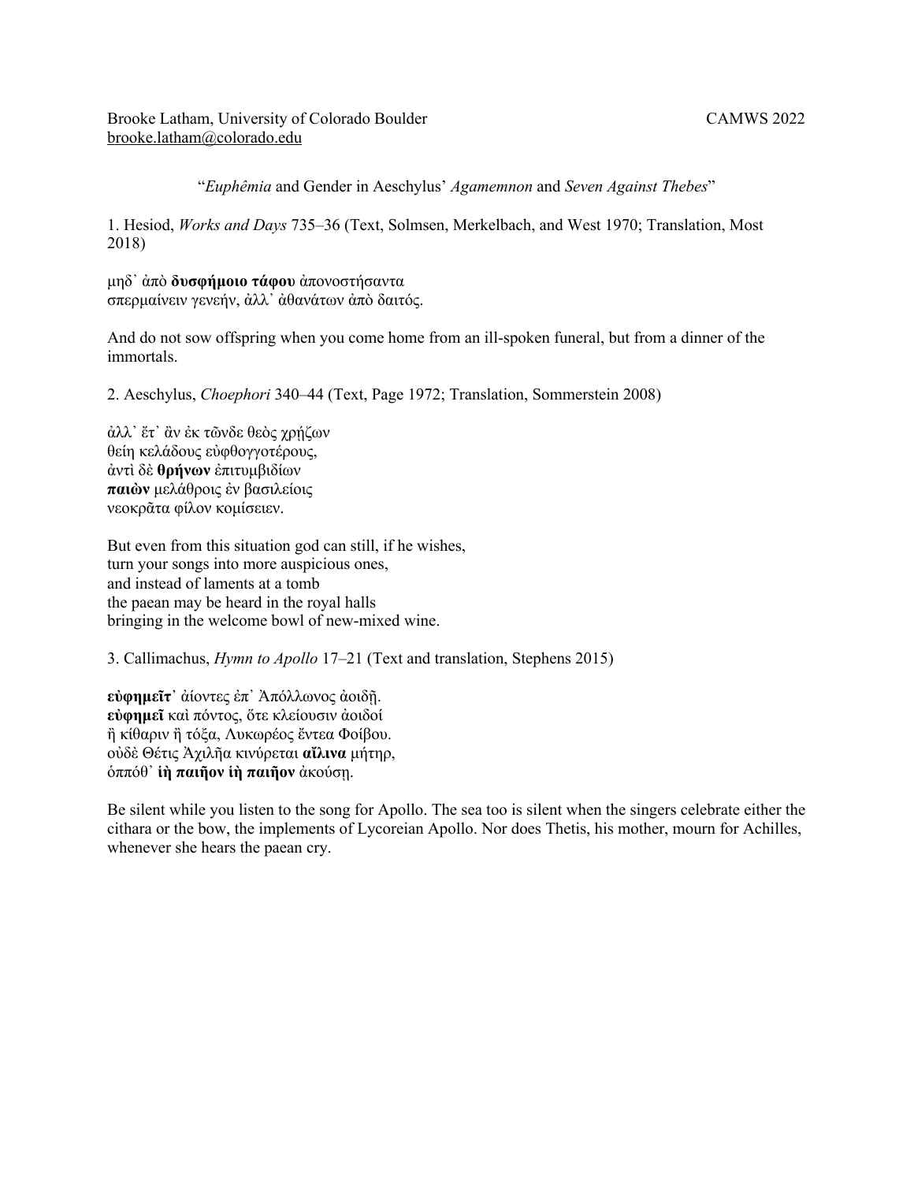Brooke Latham, University of Colorado Boulder  
brooke.latham@colorado.edu

CAMWS 2022

"*Euphêmia* and Gender in Aeschylus' *Agamemnon* and *Seven Against Thebes*"

1. Hesiod, *Works and Days* 735–36 (Text, Solmsen, Merkelbach, and West 1970; Translation, Most 2018)

μηδ᾽ ἀπὸ **δυσφήμοιο τάφου** ἀπονοστήσαντα  
σπερμαίνειν γενεήν, ἀλλ᾽ ἀθανάτων ἀπὸ δαιτός.

And do not sow offspring when you come home from an ill-spoken funeral, but from a dinner of the immortals.

2. Aeschylus, *Choephori* 340–44 (Text, Page 1972; Translation, Sommerstein 2008)

ἀλλ᾽ ἔτ᾽ ἂν ἐκ τῶνδε θεὸς χρῄζων  
θείη κελάδους εὐφθογγοτέρους,  
ἀντὶ δὲ **θρήνων** ἐπιτυμβιδίων  
**παιὼν** μελάθροις ἐν βασιλείοις  
νεοκρᾶτα φίλον κομίσειεν.

But even from this situation god can still, if he wishes,  
turn your songs into more auspicious ones,  
and instead of laments at a tomb  
the paean may be heard in the royal halls  
bringing in the welcome bowl of new-mixed wine.

3. Callimachus, *Hymn to Apollo* 17–21 (Text and translation, Stephens 2015)

**εὐφημεῖτ᾽** ἀίοντες ἐπ᾽ Ἀπόλλωνος ἀοιδῇ.  
**εὐφημεῖ** καὶ πόντος, ὅτε κλείουσιν ἀοιδοί  
ἢ κίθαριν ἢ τόξα, Λυκωρέος ἔντεα Φοίβου.  
οὐδὲ Θέτις Ἀχιλῆα κινύρεται **αἴλινα** μήτηρ,  
ὁππόθ᾽ **ἰὴ παιῆον ἰὴ παιῆον** ἀκούσῃ.

Be silent while you listen to the song for Apollo. The sea too is silent when the singers celebrate either the cithara or the bow, the implements of Lycoreian Apollo. Nor does Thetis, his mother, mourn for Achilles, whenever she hears the paean cry.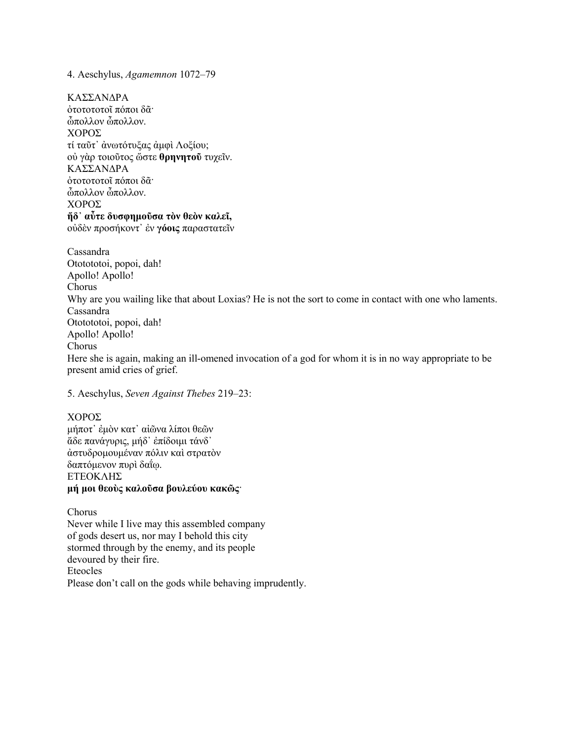4. Aeschylus, *Agamemnon* 1072–79

ΚΑΣΣΑΝΔΡΑ
ὀτοτοτοτοῖ πόποι δᾶ·
ὦπολλον ὦπολλον.
ΧΟΡΟΣ
τί ταῦτ᾽ ἀνωτότυξας ἀμφὶ Λοξίου;
οὐ γὰρ τοιοῦτος ὥστε **θρηνητοῦ** τυχεῖν.
ΚΑΣΣΑΝΔΡΑ
ὀτοτοτοτοῖ πόποι δᾶ·
ὦπολλον ὦπολλον.
ΧΟΡΟΣ
**ἥδ᾽ αὖτε δυσφημοῦσα τὸν θεὸν καλεῖ,**
οὐδὲν προσήκοντ᾽ ἐν **γόοις** παραστατεῖν

Cassandra
Otototototoi, popoi, dah!
Apollo! Apollo!
Chorus
Why are you wailing like that about Loxias? He is not the sort to come in contact with one who laments.
Cassandra
Otototototoi, popoi, dah!
Apollo! Apollo!
Chorus
Here she is again, making an ill-omened invocation of a god for whom it is in no way appropriate to be present amid cries of grief.

5. Aeschylus, *Seven Against Thebes* 219–23:

ΧΟΡΟΣ
μήποτ᾽ ἐμὸν κατ᾽ αἰῶνα λίποι θεῶν
ἅδε πανάγυρις, μήδ᾽ ἐπίδοιμι τάνδ᾽
ἀστυδρομουμέναν πόλιν καὶ στρατὸν
δαπτόμενον πυρὶ δαΐῳ.
ΕΤΕΟΚΛΗΣ
**μή μοι θεοὺς καλοῦσα βουλεύου κακῶς**·

Chorus
Never while I live may this assembled company
of gods desert us, nor may I behold this city
stormed through by the enemy, and its people
devoured by their fire.
Eteocles
Please don't call on the gods while behaving imprudently.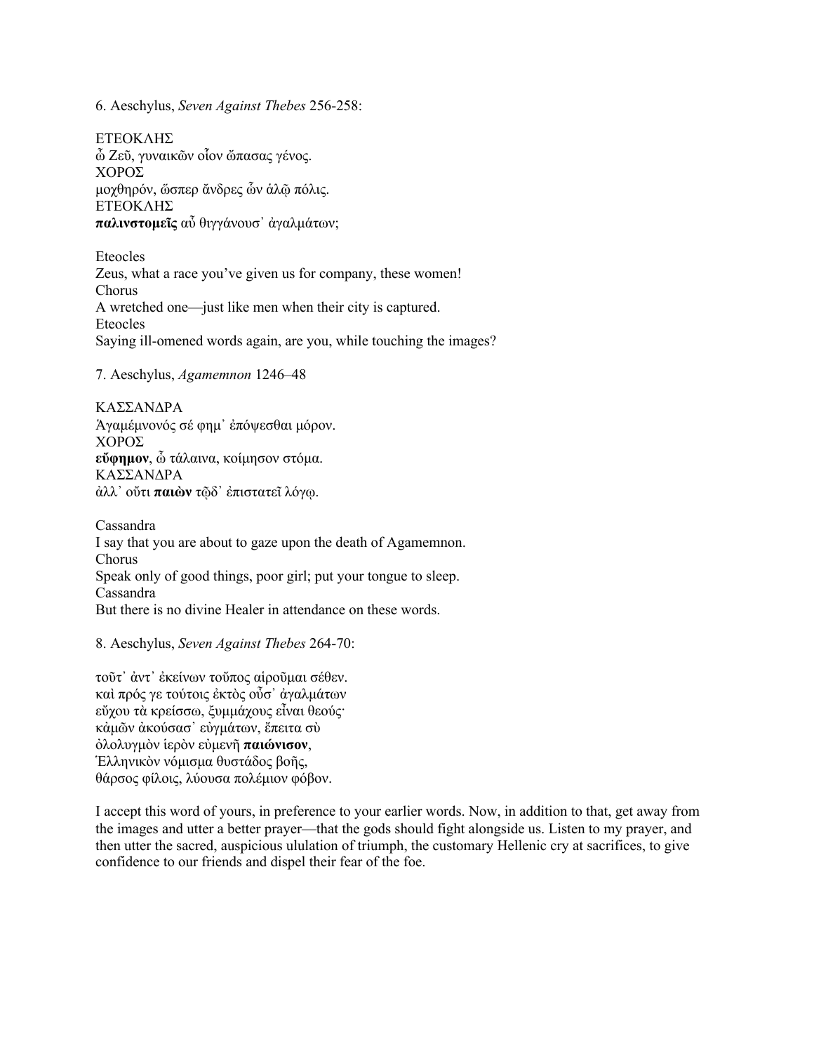6. Aeschylus, *Seven Against Thebes* 256-258:

ΕΤΕΟΚΛΗΣ
ὦ Ζεῦ, γυναικῶν οἷον ὤπασας γένος.
ΧΟΡΟΣ
μοχθηρόν, ὥσπερ ἄνδρες ὧν ἁλῷ πόλις.
ΕΤΕΟΚΛΗΣ
**παλινστομεῖς** αὖ θιγγάνουσ᾽ ἀγαλμάτων;

Eteocles
Zeus, what a race you've given us for company, these women!
Chorus
A wretched one—just like men when their city is captured.
Eteocles
Saying ill-omened words again, are you, while touching the images?

7. Aeschylus, *Agamemnon* 1246–48

ΚΑΣΣΑΝΔΡΑ
Ἀγαμέμνονός σέ φημ᾽ ἐπόψεσθαι μόρον.
ΧΟΡΟΣ
**εὔφημον**, ὦ τάλαινα, κοίμησον στόμα.
ΚΑΣΣΑΝΔΡΑ
ἀλλ᾽ οὔτι **παιὼν** τῷδ᾽ ἐπιστατεῖ λόγῳ.

Cassandra
I say that you are about to gaze upon the death of Agamemnon.
Chorus
Speak only of good things, poor girl; put your tongue to sleep.
Cassandra
But there is no divine Healer in attendance on these words.

8. Aeschylus, *Seven Against Thebes* 264-70:

τοῦτ᾽ ἀντ᾽ ἐκείνων τοὔπος αἱροῦμαι σέθεν.
καὶ πρός γε τούτοις ἐκτὸς οὖσ᾽ ἀγαλμάτων
εὔχου τὰ κρείσσω, ξυμμάχους εἶναι θεούς·
κἀμῶν ἀκούσασ᾽ εὐγμάτων, ἔπειτα σὺ
ὀλολυγμὸν ἱερὸν εὐμενῆ **παιώνισον**,
Ἑλληνικὸν νόμισμα θυστάδος βοῆς,
θάρσος φίλοις, λύουσα πολέμιον φόβον.

I accept this word of yours, in preference to your earlier words. Now, in addition to that, get away from the images and utter a better prayer—that the gods should fight alongside us. Listen to my prayer, and then utter the sacred, auspicious ululation of triumph, the customary Hellenic cry at sacrifices, to give confidence to our friends and dispel their fear of the foe.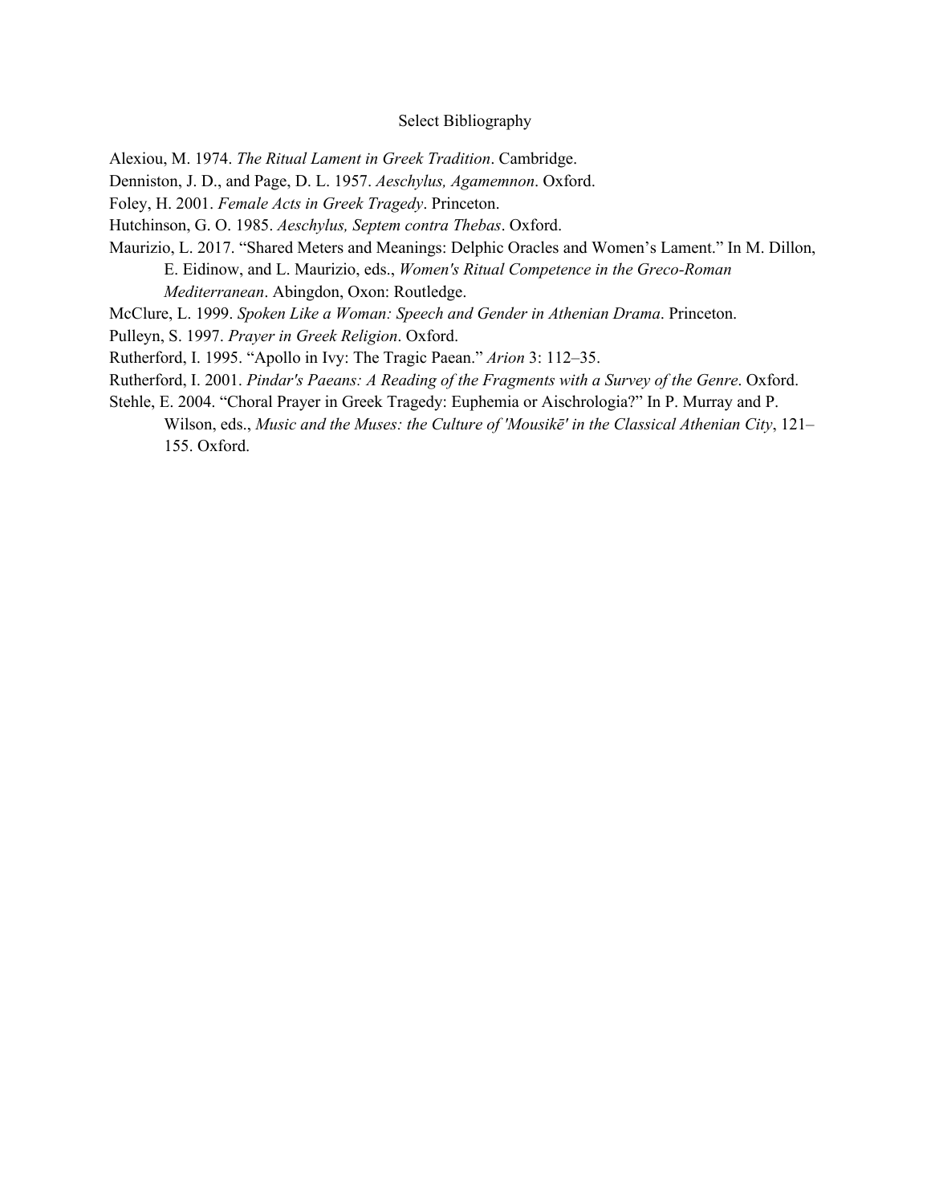# Select Bibliography

Alexiou, M. 1974. *The Ritual Lament in Greek Tradition*. Cambridge.

Denniston, J. D., and Page, D. L. 1957. *Aeschylus, Agamemnon*. Oxford.

Foley, H. 2001. *Female Acts in Greek Tragedy*. Princeton.

Hutchinson, G. O. 1985. *Aeschylus, Septem contra Thebas*. Oxford.

Maurizio, L. 2017. "Shared Meters and Meanings: Delphic Oracles and Women's Lament." In M. Dillon, E. Eidinow, and L. Maurizio, eds., *Women's Ritual Competence in the Greco-Roman Mediterranean*. Abingdon, Oxon: Routledge.

McClure, L. 1999. *Spoken Like a Woman: Speech and Gender in Athenian Drama*. Princeton.

Pulleyn, S. 1997. *Prayer in Greek Religion*. Oxford.

Rutherford, I. 1995. "Apollo in Ivy: The Tragic Paean." *Arion* 3: 112–35.

Rutherford, I. 2001. *Pindar's Paeans: A Reading of the Fragments with a Survey of the Genre*. Oxford.

Stehle, E. 2004. "Choral Prayer in Greek Tragedy: Euphemia or Aischrologia?" In P. Murray and P. Wilson, eds., *Music and the Muses: the Culture of 'Mousikē' in the Classical Athenian City*, 121–155. Oxford.